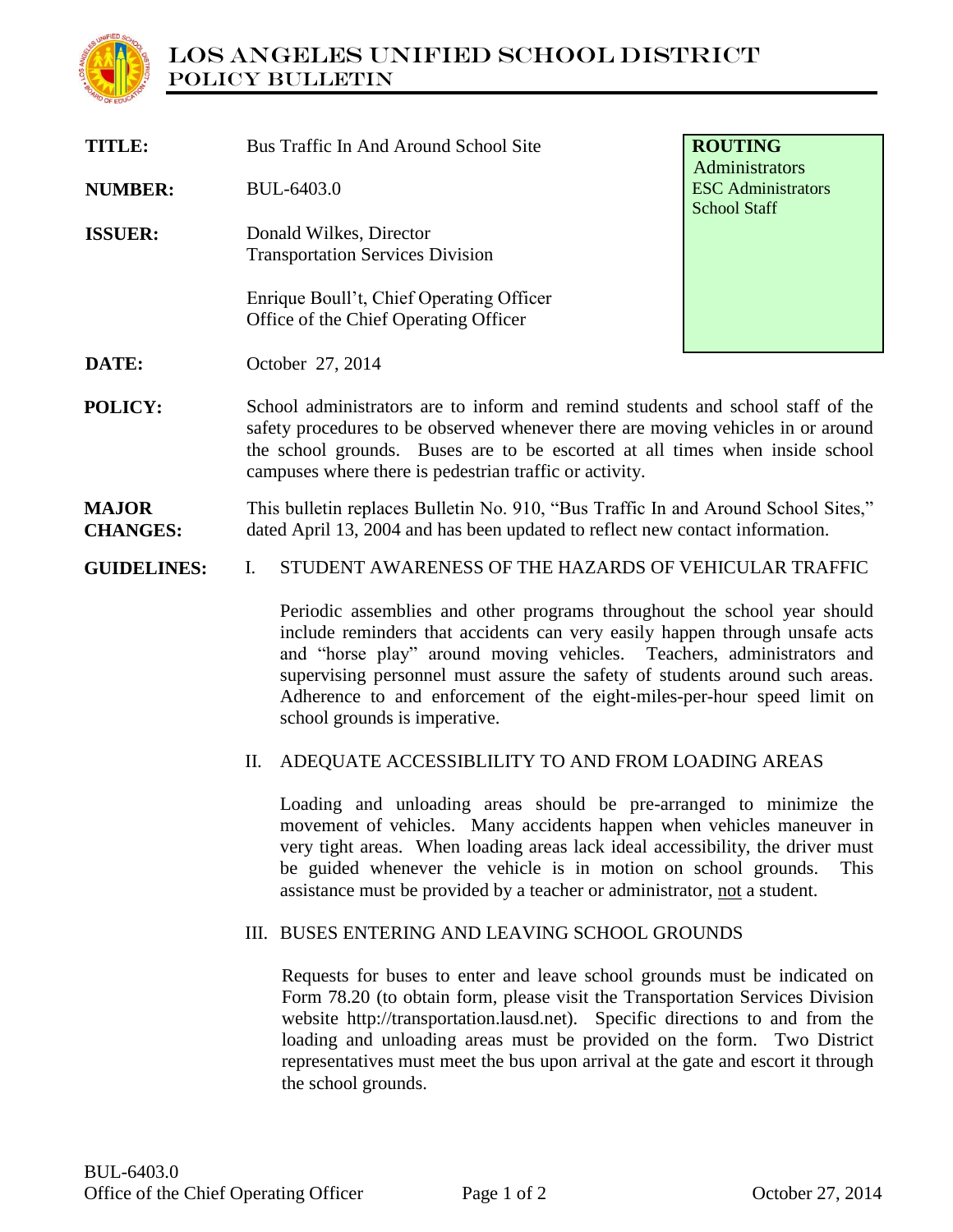# LOS ANGELES UNIFIED SCHOOL DISTRICT
## POLICY BULLETIN

| | | |
|---|---|---|
| **TITLE:** | Bus Traffic In And Around School Site | **ROUTING**<br>Administrators<br>ESC Administrators<br>School Staff |
| **NUMBER:** | BUL-6403.0 | |
| **ISSUER:** | Donald Wilkes, Director<br>Transportation Services Division<br><br>Enrique Boull't, Chief Operating Officer<br>Office of the Chief Operating Officer | |
| **DATE:** | October 27, 2014 | |

**POLICY:** School administrators are to inform and remind students and school staff of the safety procedures to be observed whenever there are moving vehicles in or around the school grounds. Buses are to be escorted at all times when inside school campuses where there is pedestrian traffic or activity.

**MAJOR CHANGES:** This bulletin replaces Bulletin No. 910, "Bus Traffic In and Around School Sites," dated April 13, 2004 and has been updated to reflect new contact information.

**GUIDELINES:**

I. STUDENT AWARENESS OF THE HAZARDS OF VEHICULAR TRAFFIC

Periodic assemblies and other programs throughout the school year should include reminders that accidents can very easily happen through unsafe acts and "horse play" around moving vehicles. Teachers, administrators and supervising personnel must assure the safety of students around such areas. Adherence to and enforcement of the eight-miles-per-hour speed limit on school grounds is imperative.

II. ADEQUATE ACCESSIBLILITY TO AND FROM LOADING AREAS

Loading and unloading areas should be pre-arranged to minimize the movement of vehicles. Many accidents happen when vehicles maneuver in very tight areas. When loading areas lack ideal accessibility, the driver must be guided whenever the vehicle is in motion on school grounds. This assistance must be provided by a teacher or administrator, <u>not</u> a student.

III. BUSES ENTERING AND LEAVING SCHOOL GROUNDS

Requests for buses to enter and leave school grounds must be indicated on Form 78.20 (to obtain form, please visit the Transportation Services Division website http://transportation.lausd.net). Specific directions to and from the loading and unloading areas must be provided on the form. Two District representatives must meet the bus upon arrival at the gate and escort it through the school grounds.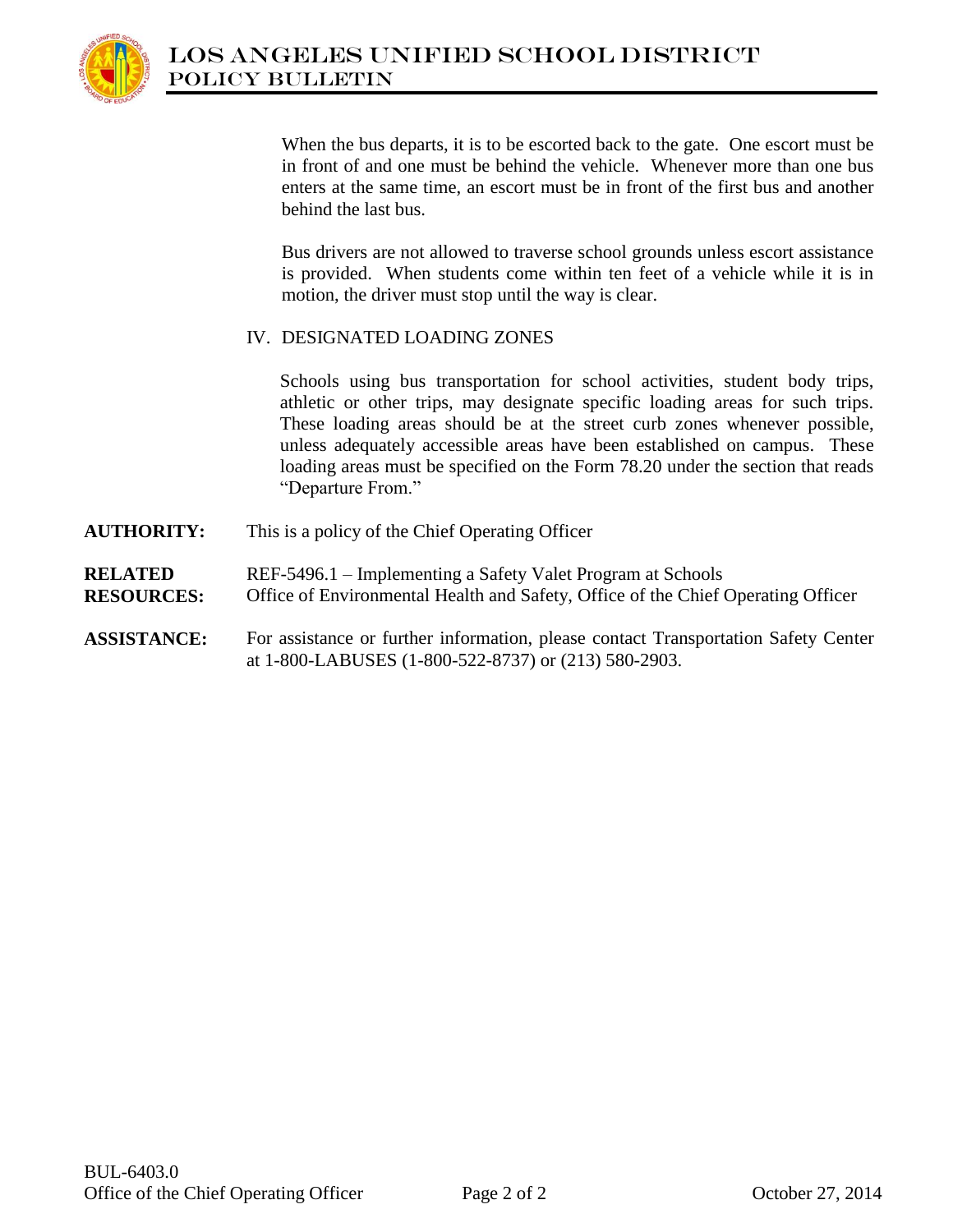When the bus departs, it is to be escorted back to the gate. One escort must be in front of and one must be behind the vehicle. Whenever more than one bus enters at the same time, an escort must be in front of the first bus and another behind the last bus.

Bus drivers are not allowed to traverse school grounds unless escort assistance is provided. When students come within ten feet of a vehicle while it is in motion, the driver must stop until the way is clear.

IV. DESIGNATED LOADING ZONES

Schools using bus transportation for school activities, student body trips, athletic or other trips, may designate specific loading areas for such trips. These loading areas should be at the street curb zones whenever possible, unless adequately accessible areas have been established on campus. These loading areas must be specified on the Form 78.20 under the section that reads "Departure From."

**AUTHORITY:** This is a policy of the Chief Operating Officer

**RELATED RESOURCES:** REF-5496.1 – Implementing a Safety Valet Program at Schools
Office of Environmental Health and Safety, Office of the Chief Operating Officer

**ASSISTANCE:** For assistance or further information, please contact Transportation Safety Center at 1-800-LABUSES (1-800-522-8737) or (213) 580-2903.